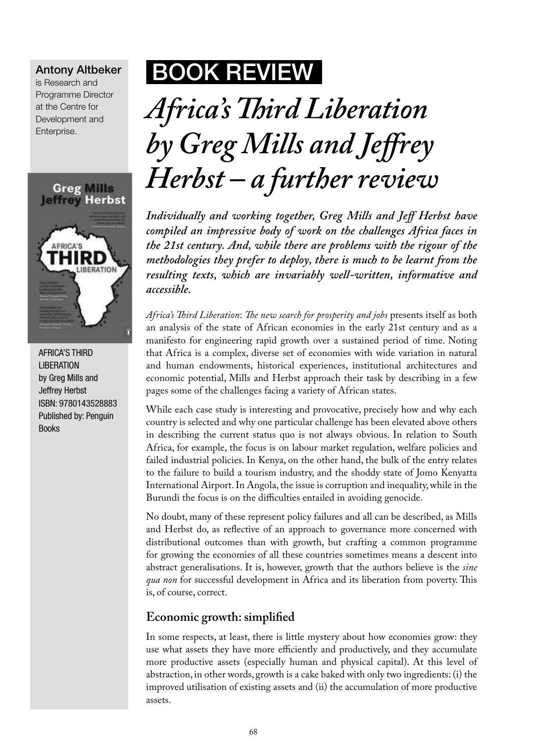**Antony Altbeker** is Research and Programme Director at the Centre for Development and Enterprise.

AFRICA'S THIRD LIBERATION
by Greg Mills and Jeffrey Herbst
ISBN: 9780143528883
Published by: Penguin Books

## BOOK REVIEW

# *Africa's Third Liberation by Greg Mills and Jeffrey Herbst – a further review*

***Individually and working together, Greg Mills and Jeff Herbst have compiled an impressive body of work on the challenges Africa faces in the 21st century. And, while there are problems with the rigour of the methodologies they prefer to deploy, there is much to be learnt from the resulting texts, which are invariably well-written, informative and accessible.***

*Africa's Third Liberation*: *The new search for prosperity and jobs* presents itself as both an analysis of the state of African economies in the early 21st century and as a manifesto for engineering rapid growth over a sustained period of time. Noting that Africa is a complex, diverse set of economies with wide variation in natural and human endowments, historical experiences, institutional architectures and economic potential, Mills and Herbst approach their task by describing in a few pages some of the challenges facing a variety of African states.

While each case study is interesting and provocative, precisely how and why each country is selected and why one particular challenge has been elevated above others in describing the current status quo is not always obvious. In relation to South Africa, for example, the focus is on labour market regulation, welfare policies and failed industrial policies. In Kenya, on the other hand, the bulk of the entry relates to the failure to build a tourism industry, and the shoddy state of Jomo Kenyatta International Airport. In Angola, the issue is corruption and inequality, while in the Burundi the focus is on the difficulties entailed in avoiding genocide.

No doubt, many of these represent policy failures and all can be described, as Mills and Herbst do, as reflective of an approach to governance more concerned with distributional outcomes than with growth, but crafting a common programme for growing the economies of all these countries sometimes means a descent into abstract generalisations. It is, however, growth that the authors believe is the *sine qua non* for successful development in Africa and its liberation from poverty. This is, of course, correct.

### Economic growth: simplified

In some respects, at least, there is little mystery about how economies grow: they use what assets they have more efficiently and productively, and they accumulate more productive assets (especially human and physical capital). At this level of abstraction, in other words, growth is a cake baked with only two ingredients: (i) the improved utilisation of existing assets and (ii) the accumulation of more productive assets.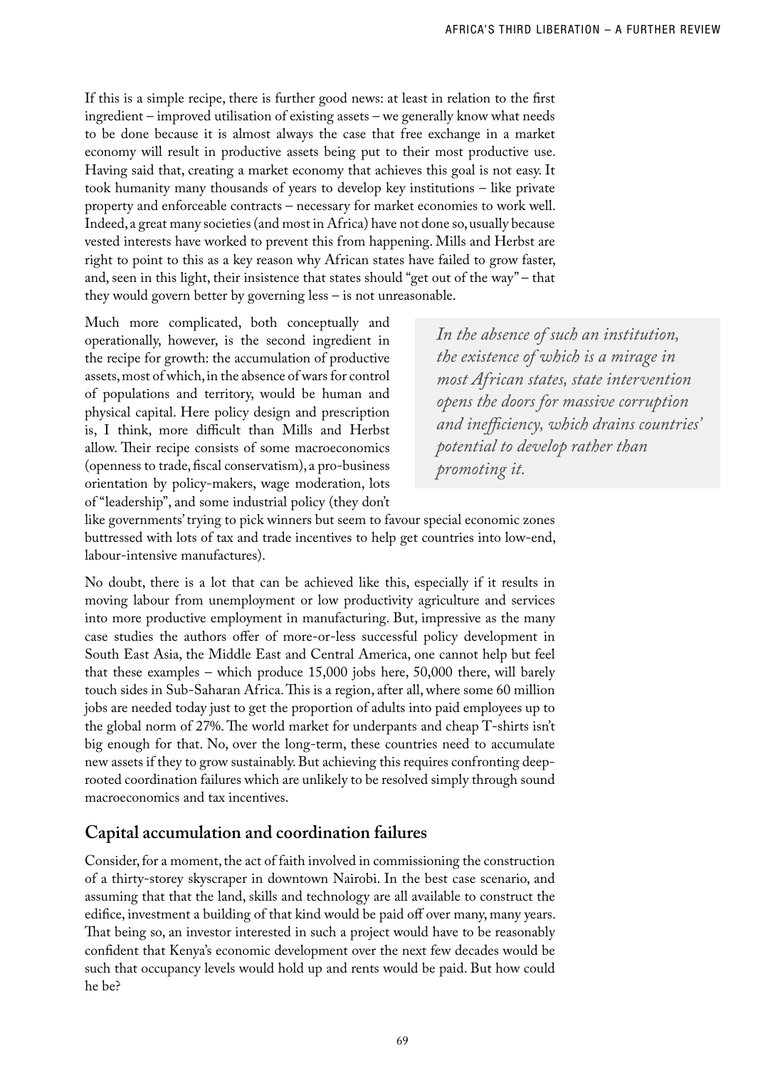If this is a simple recipe, there is further good news: at least in relation to the first ingredient – improved utilisation of existing assets – we generally know what needs to be done because it is almost always the case that free exchange in a market economy will result in productive assets being put to their most productive use. Having said that, creating a market economy that achieves this goal is not easy. It took humanity many thousands of years to develop key institutions – like private property and enforceable contracts – necessary for market economies to work well. Indeed, a great many societies (and most in Africa) have not done so, usually because vested interests have worked to prevent this from happening. Mills and Herbst are right to point to this as a key reason why African states have failed to grow faster, and, seen in this light, their insistence that states should "get out of the way" – that they would govern better by governing less – is not unreasonable.

Much more complicated, both conceptually and operationally, however, is the second ingredient in the recipe for growth: the accumulation of productive assets, most of which, in the absence of wars for control of populations and territory, would be human and physical capital. Here policy design and prescription is, I think, more difficult than Mills and Herbst allow. Their recipe consists of some macroeconomics (openness to trade, fiscal conservatism), a pro-business orientation by policy-makers, wage moderation, lots of "leadership", and some industrial policy (they don't like governments' trying to pick winners but seem to favour special economic zones buttressed with lots of tax and trade incentives to help get countries into low-end, labour-intensive manufactures).

> *In the absence of such an institution, the existence of which is a mirage in most African states, state intervention opens the doors for massive corruption and inefficiency, which drains countries' potential to develop rather than promoting it.*

No doubt, there is a lot that can be achieved like this, especially if it results in moving labour from unemployment or low productivity agriculture and services into more productive employment in manufacturing. But, impressive as the many case studies the authors offer of more-or-less successful policy development in South East Asia, the Middle East and Central America, one cannot help but feel that these examples – which produce 15,000 jobs here, 50,000 there, will barely touch sides in Sub-Saharan Africa. This is a region, after all, where some 60 million jobs are needed today just to get the proportion of adults into paid employees up to the global norm of 27%. The world market for underpants and cheap T-shirts isn't big enough for that. No, over the long-term, these countries need to accumulate new assets if they to grow sustainably. But achieving this requires confronting deep-rooted coordination failures which are unlikely to be resolved simply through sound macroeconomics and tax incentives.

## Capital accumulation and coordination failures

Consider, for a moment, the act of faith involved in commissioning the construction of a thirty-storey skyscraper in downtown Nairobi. In the best case scenario, and assuming that that the land, skills and technology are all available to construct the edifice, investment a building of that kind would be paid off over many, many years. That being so, an investor interested in such a project would have to be reasonably confident that Kenya's economic development over the next few decades would be such that occupancy levels would hold up and rents would be paid. But how could he be?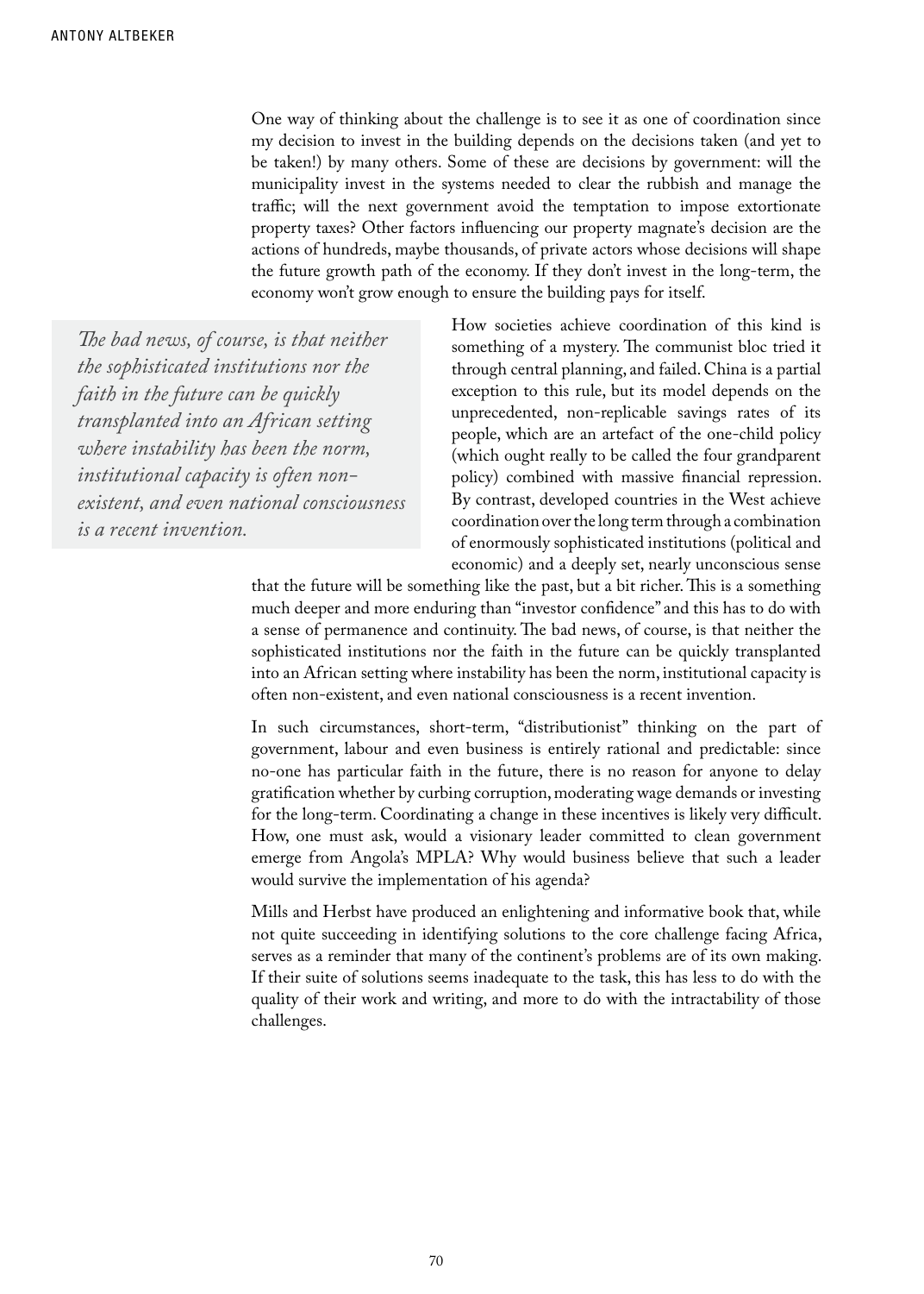One way of thinking about the challenge is to see it as one of coordination since my decision to invest in the building depends on the decisions taken (and yet to be taken!) by many others. Some of these are decisions by government: will the municipality invest in the systems needed to clear the rubbish and manage the traffic; will the next government avoid the temptation to impose extortionate property taxes? Other factors influencing our property magnate's decision are the actions of hundreds, maybe thousands, of private actors whose decisions will shape the future growth path of the economy. If they don't invest in the long-term, the economy won't grow enough to ensure the building pays for itself.

> *The bad news, of course, is that neither the sophisticated institutions nor the faith in the future can be quickly transplanted into an African setting where instability has been the norm, institutional capacity is often non-existent, and even national consciousness is a recent invention.*

How societies achieve coordination of this kind is something of a mystery. The communist bloc tried it through central planning, and failed. China is a partial exception to this rule, but its model depends on the unprecedented, non-replicable savings rates of its people, which are an artefact of the one-child policy (which ought really to be called the four grandparent policy) combined with massive financial repression. By contrast, developed countries in the West achieve coordination over the long term through a combination of enormously sophisticated institutions (political and economic) and a deeply set, nearly unconscious sense that the future will be something like the past, but a bit richer. This is a something much deeper and more enduring than "investor confidence" and this has to do with a sense of permanence and continuity. The bad news, of course, is that neither the sophisticated institutions nor the faith in the future can be quickly transplanted into an African setting where instability has been the norm, institutional capacity is often non-existent, and even national consciousness is a recent invention.

In such circumstances, short-term, "distributionist" thinking on the part of government, labour and even business is entirely rational and predictable: since no-one has particular faith in the future, there is no reason for anyone to delay gratification whether by curbing corruption, moderating wage demands or investing for the long-term. Coordinating a change in these incentives is likely very difficult. How, one must ask, would a visionary leader committed to clean government emerge from Angola's MPLA? Why would business believe that such a leader would survive the implementation of his agenda?

Mills and Herbst have produced an enlightening and informative book that, while not quite succeeding in identifying solutions to the core challenge facing Africa, serves as a reminder that many of the continent's problems are of its own making. If their suite of solutions seems inadequate to the task, this has less to do with the quality of their work and writing, and more to do with the intractability of those challenges.